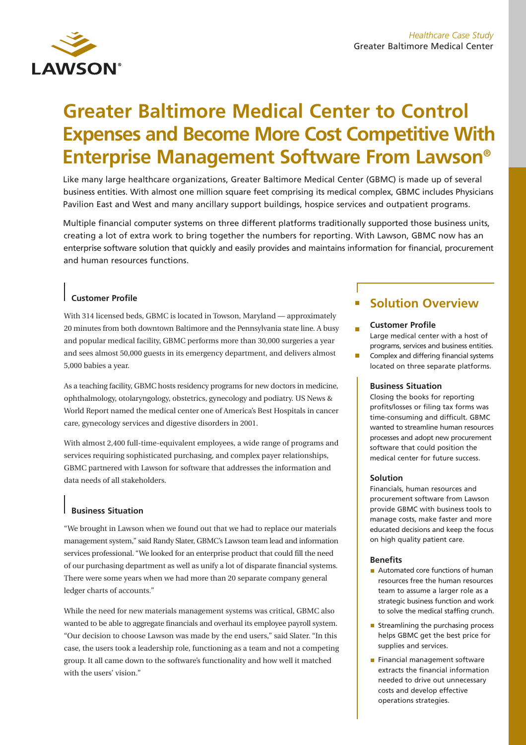*Healthcare Case Study*
Greater Baltimore Medical Center

# Greater Baltimore Medical Center to Control Expenses and Become More Cost Competitive With Enterprise Management Software From Lawson®

Like many large healthcare organizations, Greater Baltimore Medical Center (GBMC) is made up of several business entities. With almost one million square feet comprising its medical complex, GBMC includes Physicians Pavilion East and West and many ancillary support buildings, hospice services and outpatient programs.

Multiple financial computer systems on three different platforms traditionally supported those business units, creating a lot of extra work to bring together the numbers for reporting. With Lawson, GBMC now has an enterprise software solution that quickly and easily provides and maintains information for financial, procurement and human resources functions.

### Customer Profile

With 314 licensed beds, GBMC is located in Towson, Maryland — approximately 20 minutes from both downtown Baltimore and the Pennsylvania state line. A busy and popular medical facility, GBMC performs more than 30,000 surgeries a year and sees almost 50,000 guests in its emergency department, and delivers almost 5,000 babies a year.

As a teaching facility, GBMC hosts residency programs for new doctors in medicine, ophthalmology, otolaryngology, obstetrics, gynecology and podiatry. US News & World Report named the medical center one of America's Best Hospitals in cancer care, gynecology services and digestive disorders in 2001.

With almost 2,400 full-time-equivalent employees, a wide range of programs and services requiring sophisticated purchasing, and complex payer relationships, GBMC partnered with Lawson for software that addresses the information and data needs of all stakeholders.

### Business Situation

"We brought in Lawson when we found out that we had to replace our materials management system," said Randy Slater, GBMC's Lawson team lead and information services professional. "We looked for an enterprise product that could fill the need of our purchasing department as well as unify a lot of disparate financial systems. There were some years when we had more than 20 separate company general ledger charts of accounts."

While the need for new materials management systems was critical, GBMC also wanted to be able to aggregate financials and overhaul its employee payroll system. "Our decision to choose Lawson was made by the end users," said Slater. "In this case, the users took a leadership role, functioning as a team and not a competing group. It all came down to the software's functionality and how well it matched with the users' vision."

## Solution Overview

### Customer Profile

- Large medical center with a host of programs, services and business entities.
- Complex and differing financial systems located on three separate platforms.

### Business Situation

Closing the books for reporting profits/losses or filing tax forms was time-consuming and difficult. GBMC wanted to streamline human resources processes and adopt new procurement software that could position the medical center for future success.

### Solution

Financials, human resources and procurement software from Lawson provide GBMC with business tools to manage costs, make faster and more educated decisions and keep the focus on high quality patient care.

### Benefits

- Automated core functions of human resources free the human resources team to assume a larger role as a strategic business function and work to solve the medical staffing crunch.
- Streamlining the purchasing process helps GBMC get the best price for supplies and services.
- Financial management software extracts the financial information needed to drive out unnecessary costs and develop effective operations strategies.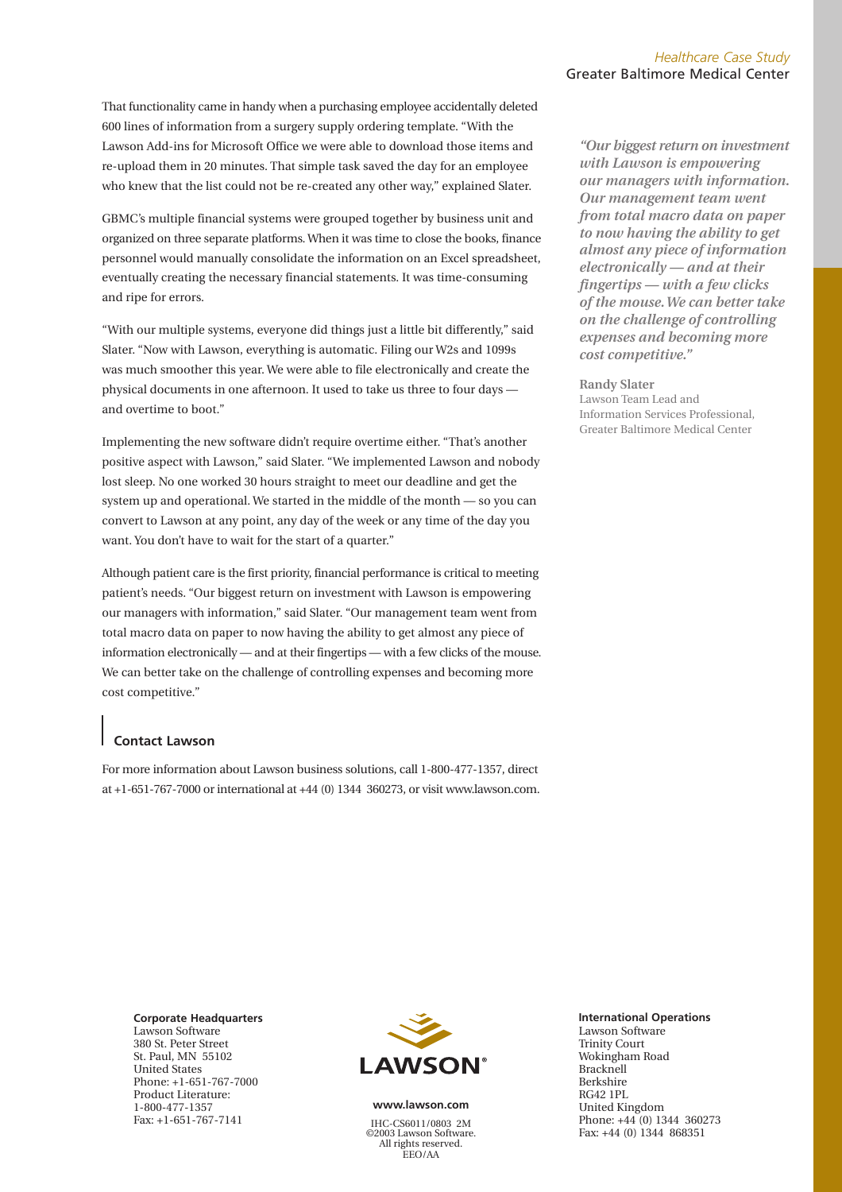That functionality came in handy when a purchasing employee accidentally deleted 600 lines of information from a surgery supply ordering template. "With the Lawson Add-ins for Microsoft Office we were able to download those items and re-upload them in 20 minutes. That simple task saved the day for an employee who knew that the list could not be re-created any other way," explained Slater.

GBMC's multiple financial systems were grouped together by business unit and organized on three separate platforms. When it was time to close the books, finance personnel would manually consolidate the information on an Excel spreadsheet, eventually creating the necessary financial statements. It was time-consuming and ripe for errors.

"With our multiple systems, everyone did things just a little bit differently," said Slater. "Now with Lawson, everything is automatic. Filing our W2s and 1099s was much smoother this year. We were able to file electronically and create the physical documents in one afternoon. It used to take us three to four days — and overtime to boot."

Implementing the new software didn't require overtime either. "That's another positive aspect with Lawson," said Slater. "We implemented Lawson and nobody lost sleep. No one worked 30 hours straight to meet our deadline and get the system up and operational. We started in the middle of the month — so you can convert to Lawson at any point, any day of the week or any time of the day you want. You don't have to wait for the start of a quarter."

Although patient care is the first priority, financial performance is critical to meeting patient's needs. "Our biggest return on investment with Lawson is empowering our managers with information," said Slater. "Our management team went from total macro data on paper to now having the ability to get almost any piece of information electronically — and at their fingertips — with a few clicks of the mouse. We can better take on the challenge of controlling expenses and becoming more cost competitive."

***"Our biggest return on investment with Lawson is empowering our managers with information. Our management team went from total macro data on paper to now having the ability to get almost any piece of information electronically — and at their fingertips — with a few clicks of the mouse. We can better take on the challenge of controlling expenses and becoming more cost competitive."***

**Randy Slater**
Lawson Team Lead and
Information Services Professional,
Greater Baltimore Medical Center

## Contact Lawson

For more information about Lawson business solutions, call 1-800-477-1357, direct at +1-651-767-7000 or international at +44 (0) 1344 360273, or visit www.lawson.com.

**Corporate Headquarters**
Lawson Software
380 St. Peter Street
St. Paul, MN 55102
United States
Phone: +1-651-767-7000
Product Literature:
1-800-477-1357
Fax: +1-651-767-7141

LAWSON®

**www.lawson.com**

IHC-CS6011/0803 2M
©2003 Lawson Software.
All rights reserved.
EEO/AA

**International Operations**
Lawson Software
Trinity Court
Wokingham Road
Bracknell
Berkshire
RG42 1PL
United Kingdom
Phone: +44 (0) 1344 360273
Fax: +44 (0) 1344 868351